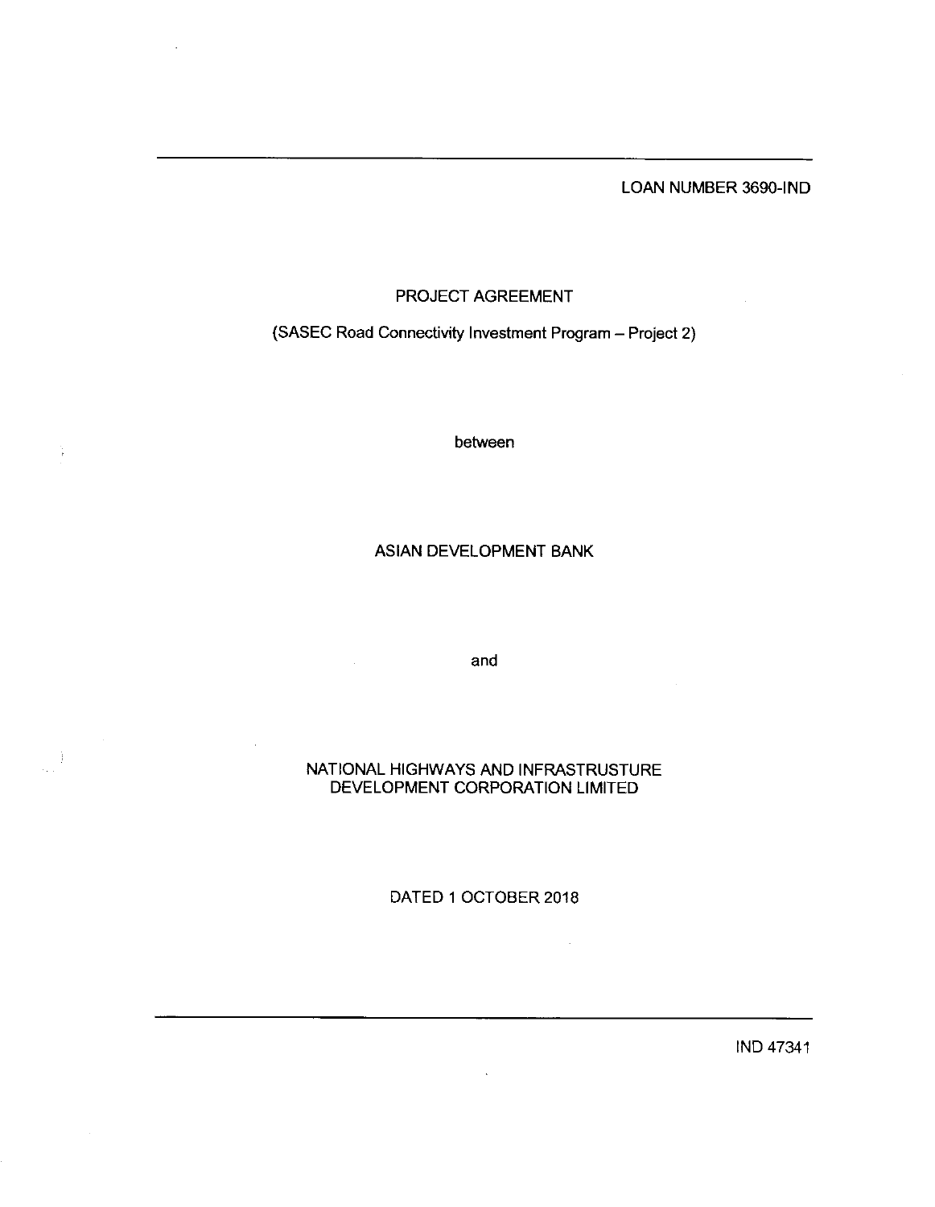LOAN NUMBER 3690-IND

# PROJECT AGREEMENT

(SASEC Road Connectivity Investment Program – Project 2)

between

ASIAN DEVELOPMENT BANK

and

NATIONAL HIGHWAYS AND INFRASTRUSTURE DEVELOPMENT CORPORATION LIMITED

DATED 1 OCTOBER 2018

---

IND 47341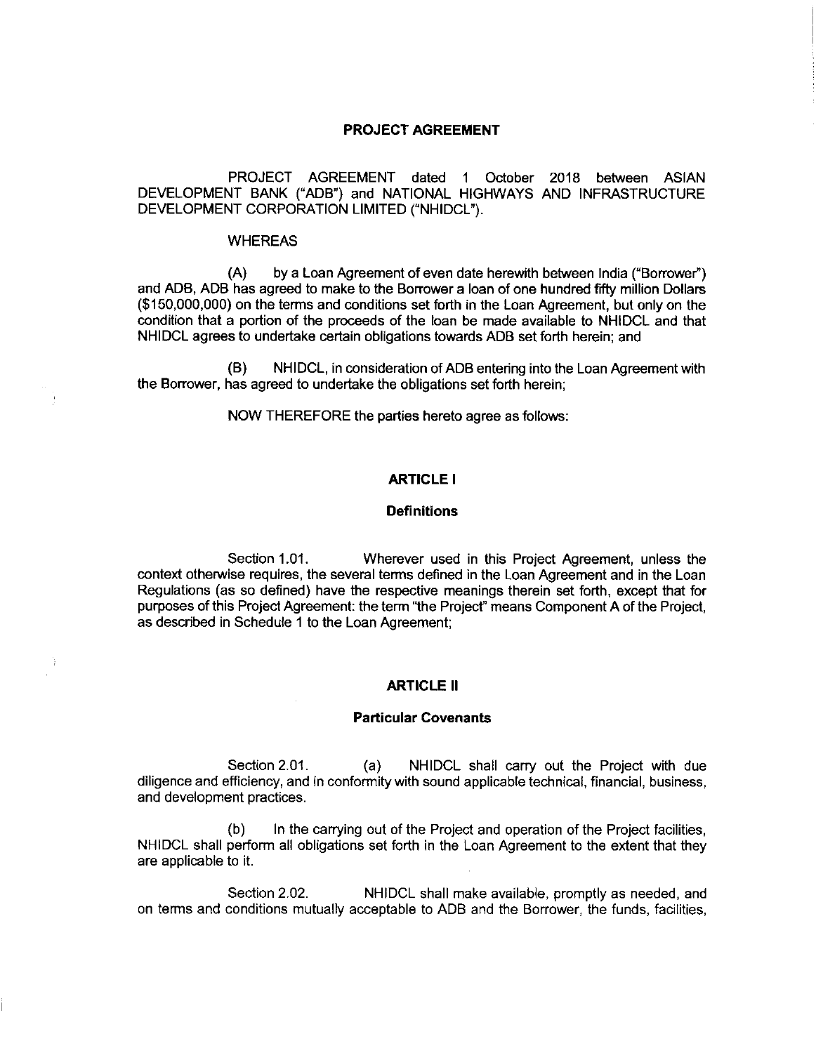# PROJECT AGREEMENT

PROJECT AGREEMENT dated 1 October 2018 between ASIAN DEVELOPMENT BANK ("ADB") and NATIONAL HIGHWAYS AND INFRASTRUCTURE DEVELOPMENT CORPORATION LIMITED ("NHIDCL").

WHEREAS

(A) by a Loan Agreement of even date herewith between India ("Borrower") and ADB, ADB has agreed to make to the Borrower a loan of one hundred fifty million Dollars ($150,000,000) on the terms and conditions set forth in the Loan Agreement, but only on the condition that a portion of the proceeds of the loan be made available to NHIDCL and that NHIDCL agrees to undertake certain obligations towards ADB set forth herein; and

(B) NHIDCL, in consideration of ADB entering into the Loan Agreement with the Borrower, has agreed to undertake the obligations set forth herein;

NOW THEREFORE the parties hereto agree as follows:

## ARTICLE I

### Definitions

Section 1.01. Wherever used in this Project Agreement, unless the context otherwise requires, the several terms defined in the Loan Agreement and in the Loan Regulations (as so defined) have the respective meanings therein set forth, except that for purposes of this Project Agreement: the term "the Project" means Component A of the Project, as described in Schedule 1 to the Loan Agreement;

## ARTICLE II

### Particular Covenants

Section 2.01. (a) NHIDCL shall carry out the Project with due diligence and efficiency, and in conformity with sound applicable technical, financial, business, and development practices.

(b) In the carrying out of the Project and operation of the Project facilities, NHIDCL shall perform all obligations set forth in the Loan Agreement to the extent that they are applicable to it.

Section 2.02. NHIDCL shall make available, promptly as needed, and on terms and conditions mutually acceptable to ADB and the Borrower, the funds, facilities,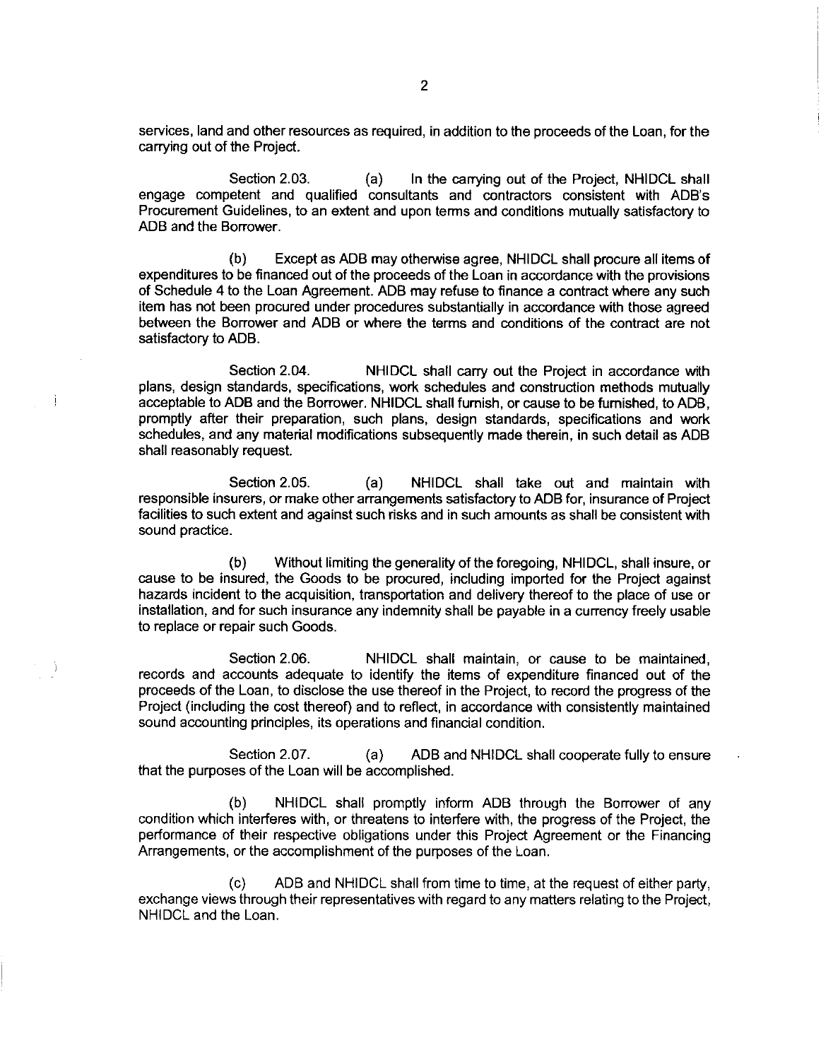services, land and other resources as required, in addition to the proceeds of the Loan, for the carrying out of the Project.

Section 2.03. (a) In the carrying out of the Project, NHIDCL shall engage competent and qualified consultants and contractors consistent with ADB's Procurement Guidelines, to an extent and upon terms and conditions mutually satisfactory to ADB and the Borrower.

(b) Except as ADB may otherwise agree, NHIDCL shall procure all items of expenditures to be financed out of the proceeds of the Loan in accordance with the provisions of Schedule 4 to the Loan Agreement. ADB may refuse to finance a contract where any such item has not been procured under procedures substantially in accordance with those agreed between the Borrower and ADB or where the terms and conditions of the contract are not satisfactory to ADB.

Section 2.04. NHIDCL shall carry out the Project in accordance with plans, design standards, specifications, work schedules and construction methods mutually acceptable to ADB and the Borrower. NHIDCL shall furnish, or cause to be furnished, to ADB, promptly after their preparation, such plans, design standards, specifications and work schedules, and any material modifications subsequently made therein, in such detail as ADB shall reasonably request.

Section 2.05. (a) NHIDCL shall take out and maintain with responsible insurers, or make other arrangements satisfactory to ADB for, insurance of Project facilities to such extent and against such risks and in such amounts as shall be consistent with sound practice.

(b) Without limiting the generality of the foregoing, NHIDCL, shall insure, or cause to be insured, the Goods to be procured, including imported for the Project against hazards incident to the acquisition, transportation and delivery thereof to the place of use or installation, and for such insurance any indemnity shall be payable in a currency freely usable to replace or repair such Goods.

Section 2.06. NHIDCL shall maintain, or cause to be maintained, records and accounts adequate to identify the items of expenditure financed out of the proceeds of the Loan, to disclose the use thereof in the Project, to record the progress of the Project (including the cost thereof) and to reflect, in accordance with consistently maintained sound accounting principles, its operations and financial condition.

Section 2.07. (a) ADB and NHIDCL shall cooperate fully to ensure that the purposes of the Loan will be accomplished.

(b) NHIDCL shall promptly inform ADB through the Borrower of any condition which interferes with, or threatens to interfere with, the progress of the Project, the performance of their respective obligations under this Project Agreement or the Financing Arrangements, or the accomplishment of the purposes of the Loan.

(c) ADB and NHIDCL shall from time to time, at the request of either party, exchange views through their representatives with regard to any matters relating to the Project, NHIDCL and the Loan.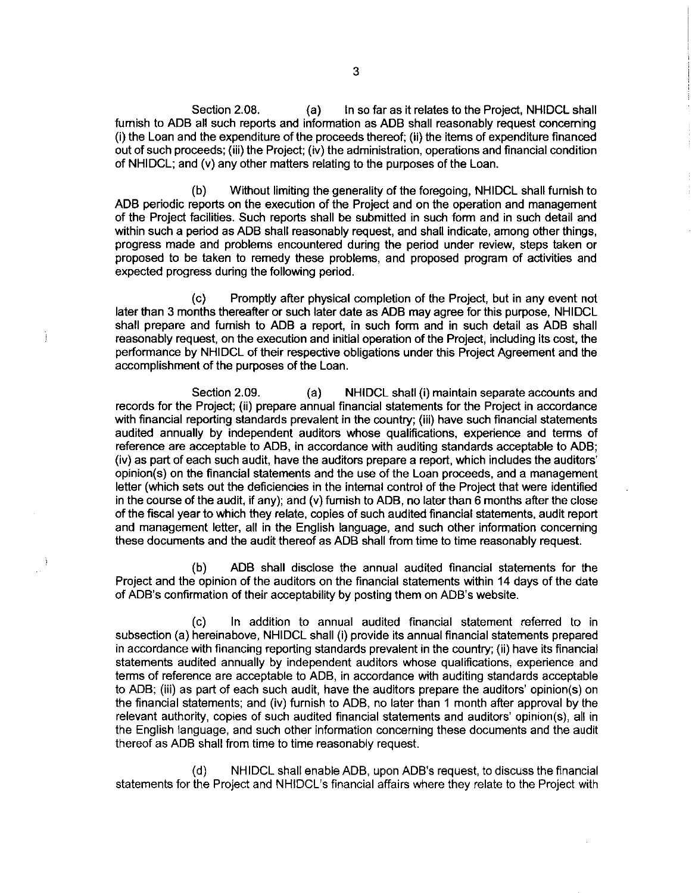Section 2.08. (a) In so far as it relates to the Project, NHIDCL shall furnish to ADB all such reports and information as ADB shall reasonably request concerning (i) the Loan and the expenditure of the proceeds thereof; (ii) the items of expenditure financed out of such proceeds; (iii) the Project; (iv) the administration, operations and financial condition of NHIDCL; and (v) any other matters relating to the purposes of the Loan.

(b) Without limiting the generality of the foregoing, NHIDCL shall furnish to ADB periodic reports on the execution of the Project and on the operation and management of the Project facilities. Such reports shall be submitted in such form and in such detail and within such a period as ADB shall reasonably request, and shall indicate, among other things, progress made and problems encountered during the period under review, steps taken or proposed to be taken to remedy these problems, and proposed program of activities and expected progress during the following period.

(c) Promptly after physical completion of the Project, but in any event not later than 3 months thereafter or such later date as ADB may agree for this purpose, NHIDCL shall prepare and furnish to ADB a report, in such form and in such detail as ADB shall reasonably request, on the execution and initial operation of the Project, including its cost, the performance by NHIDCL of their respective obligations under this Project Agreement and the accomplishment of the purposes of the Loan.

Section 2.09. (a) NHIDCL shall (i) maintain separate accounts and records for the Project; (ii) prepare annual financial statements for the Project in accordance with financial reporting standards prevalent in the country; (iii) have such financial statements audited annually by independent auditors whose qualifications, experience and terms of reference are acceptable to ADB, in accordance with auditing standards acceptable to ADB; (iv) as part of each such audit, have the auditors prepare a report, which includes the auditors' opinion(s) on the financial statements and the use of the Loan proceeds, and a management letter (which sets out the deficiencies in the internal control of the Project that were identified in the course of the audit, if any); and (v) furnish to ADB, no later than 6 months after the close of the fiscal year to which they relate, copies of such audited financial statements, audit report and management letter, all in the English language, and such other information concerning these documents and the audit thereof as ADB shall from time to time reasonably request.

(b) ADB shall disclose the annual audited financial statements for the Project and the opinion of the auditors on the financial statements within 14 days of the date of ADB's confirmation of their acceptability by posting them on ADB's website.

(c) In addition to annual audited financial statement referred to in subsection (a) hereinabove, NHIDCL shall (i) provide its annual financial statements prepared in accordance with financing reporting standards prevalent in the country; (ii) have its financial statements audited annually by independent auditors whose qualifications, experience and terms of reference are acceptable to ADB, in accordance with auditing standards acceptable to ADB; (iii) as part of each such audit, have the auditors prepare the auditors' opinion(s) on the financial statements; and (iv) furnish to ADB, no later than 1 month after approval by the relevant authority, copies of such audited financial statements and auditors' opinion(s), all in the English language, and such other information concerning these documents and the audit thereof as ADB shall from time to time reasonably request.

(d) NHIDCL shall enable ADB, upon ADB's request, to discuss the financial statements for the Project and NHIDCL's financial affairs where they relate to the Project with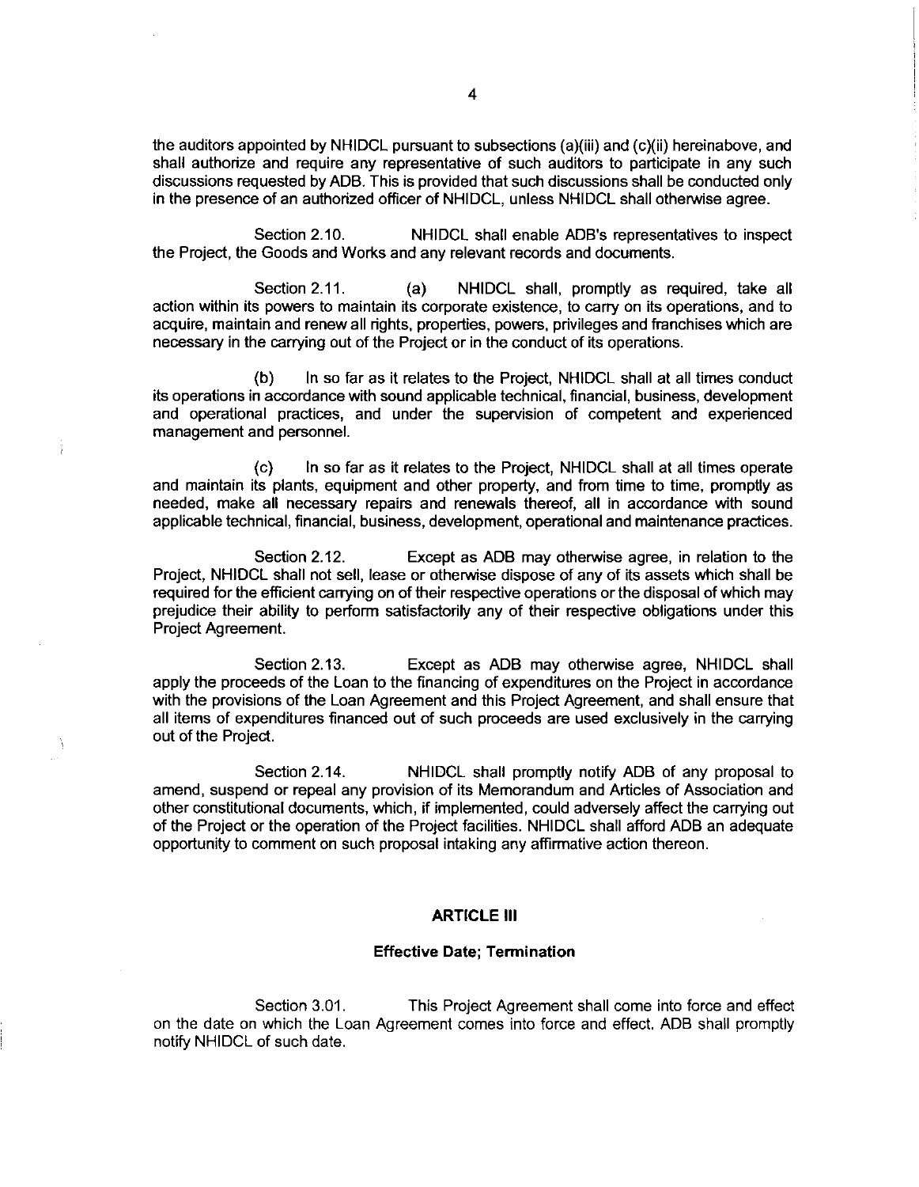the auditors appointed by NHIDCL pursuant to subsections (a)(iii) and (c)(ii) hereinabove, and shall authorize and require any representative of such auditors to participate in any such discussions requested by ADB. This is provided that such discussions shall be conducted only in the presence of an authorized officer of NHIDCL, unless NHIDCL shall otherwise agree.

Section 2.10. NHIDCL shall enable ADB's representatives to inspect the Project, the Goods and Works and any relevant records and documents.

Section 2.11. (a) NHIDCL shall, promptly as required, take all action within its powers to maintain its corporate existence, to carry on its operations, and to acquire, maintain and renew all rights, properties, powers, privileges and franchises which are necessary in the carrying out of the Project or in the conduct of its operations.

(b) In so far as it relates to the Project, NHIDCL shall at all times conduct its operations in accordance with sound applicable technical, financial, business, development and operational practices, and under the supervision of competent and experienced management and personnel.

(c) In so far as it relates to the Project, NHIDCL shall at all times operate and maintain its plants, equipment and other property, and from time to time, promptly as needed, make all necessary repairs and renewals thereof, all in accordance with sound applicable technical, financial, business, development, operational and maintenance practices.

Section 2.12. Except as ADB may otherwise agree, in relation to the Project, NHIDCL shall not sell, lease or otherwise dispose of any of its assets which shall be required for the efficient carrying on of their respective operations or the disposal of which may prejudice their ability to perform satisfactorily any of their respective obligations under this Project Agreement.

Section 2.13. Except as ADB may otherwise agree, NHIDCL shall apply the proceeds of the Loan to the financing of expenditures on the Project in accordance with the provisions of the Loan Agreement and this Project Agreement, and shall ensure that all items of expenditures financed out of such proceeds are used exclusively in the carrying out of the Project.

Section 2.14. NHIDCL shall promptly notify ADB of any proposal to amend, suspend or repeal any provision of its Memorandum and Articles of Association and other constitutional documents, which, if implemented, could adversely affect the carrying out of the Project or the operation of the Project facilities. NHIDCL shall afford ADB an adequate opportunity to comment on such proposal intaking any affirmative action thereon.

## ARTICLE III

### Effective Date; Termination

Section 3.01. This Project Agreement shall come into force and effect on the date on which the Loan Agreement comes into force and effect. ADB shall promptly notify NHIDCL of such date.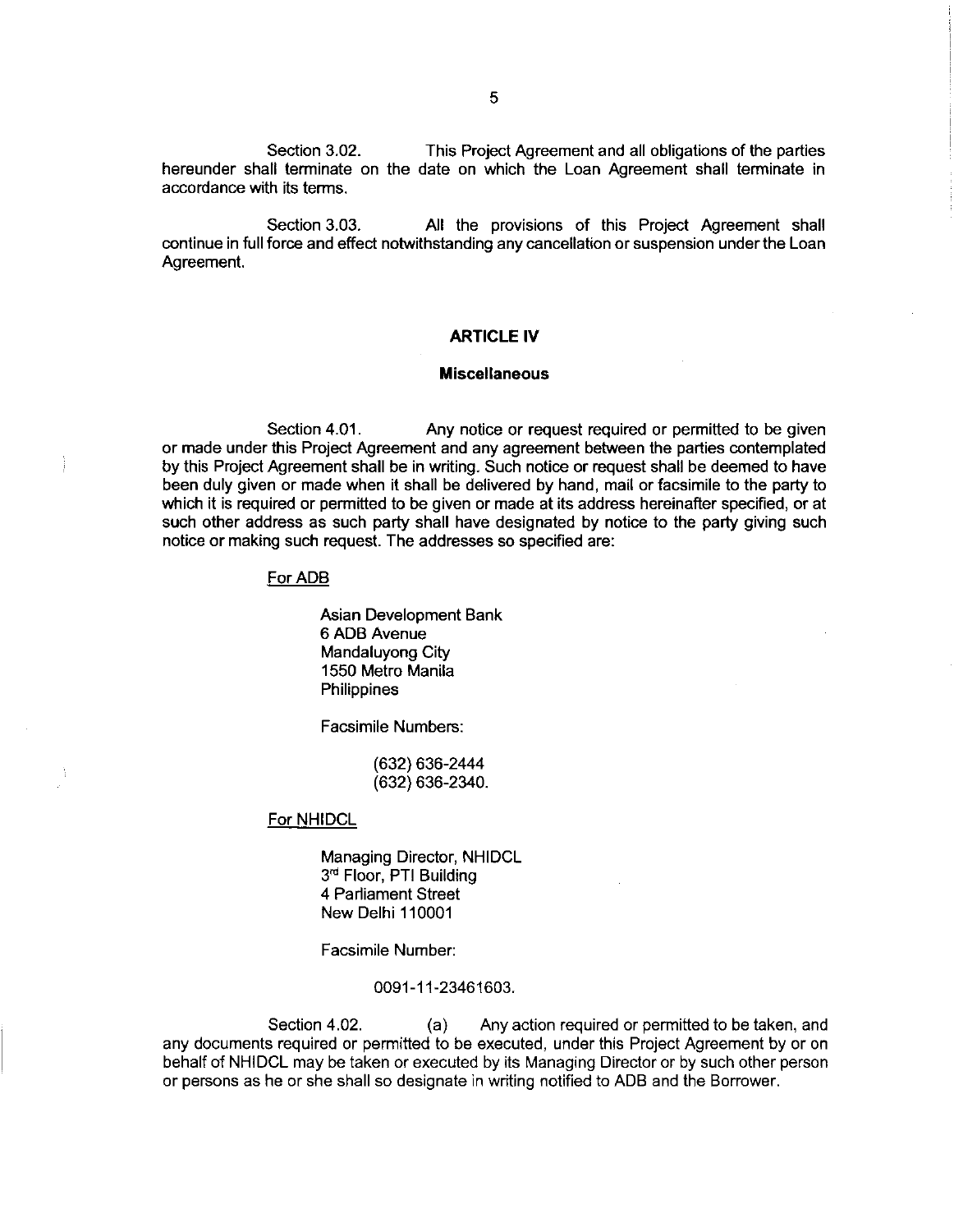Section 3.02. This Project Agreement and all obligations of the parties hereunder shall terminate on the date on which the Loan Agreement shall terminate in accordance with its terms.

Section 3.03. All the provisions of this Project Agreement shall continue in full force and effect notwithstanding any cancellation or suspension under the Loan Agreement.

## ARTICLE IV

### Miscellaneous

Section 4.01. Any notice or request required or permitted to be given or made under this Project Agreement and any agreement between the parties contemplated by this Project Agreement shall be in writing. Such notice or request shall be deemed to have been duly given or made when it shall be delivered by hand, mail or facsimile to the party to which it is required or permitted to be given or made at its address hereinafter specified, or at such other address as such party shall have designated by notice to the party giving such notice or making such request. The addresses so specified are:

For ADB

Asian Development Bank
6 ADB Avenue
Mandaluyong City
1550 Metro Manila
Philippines

Facsimile Numbers:

(632) 636-2444
(632) 636-2340.

For NHIDCL

Managing Director, NHIDCL
3rd Floor, PTI Building
4 Parliament Street
New Delhi 110001

Facsimile Number:

0091-11-23461603.

Section 4.02. (a) Any action required or permitted to be taken, and any documents required or permitted to be executed, under this Project Agreement by or on behalf of NHIDCL may be taken or executed by its Managing Director or by such other person or persons as he or she shall so designate in writing notified to ADB and the Borrower.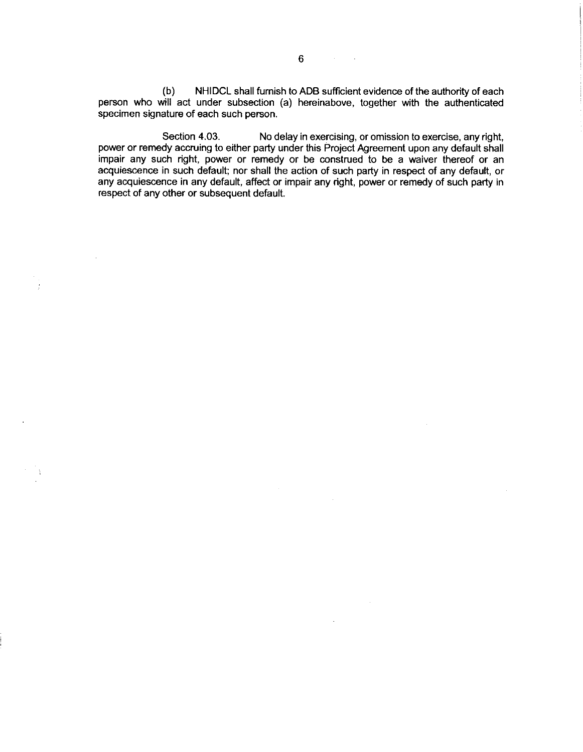(b) NHIDCL shall furnish to ADB sufficient evidence of the authority of each person who will act under subsection (a) hereinabove, together with the authenticated specimen signature of each such person.

Section 4.03. No delay in exercising, or omission to exercise, any right, power or remedy accruing to either party under this Project Agreement upon any default shall impair any such right, power or remedy or be construed to be a waiver thereof or an acquiescence in such default; nor shall the action of such party in respect of any default, or any acquiescence in any default, affect or impair any right, power or remedy of such party in respect of any other or subsequent default.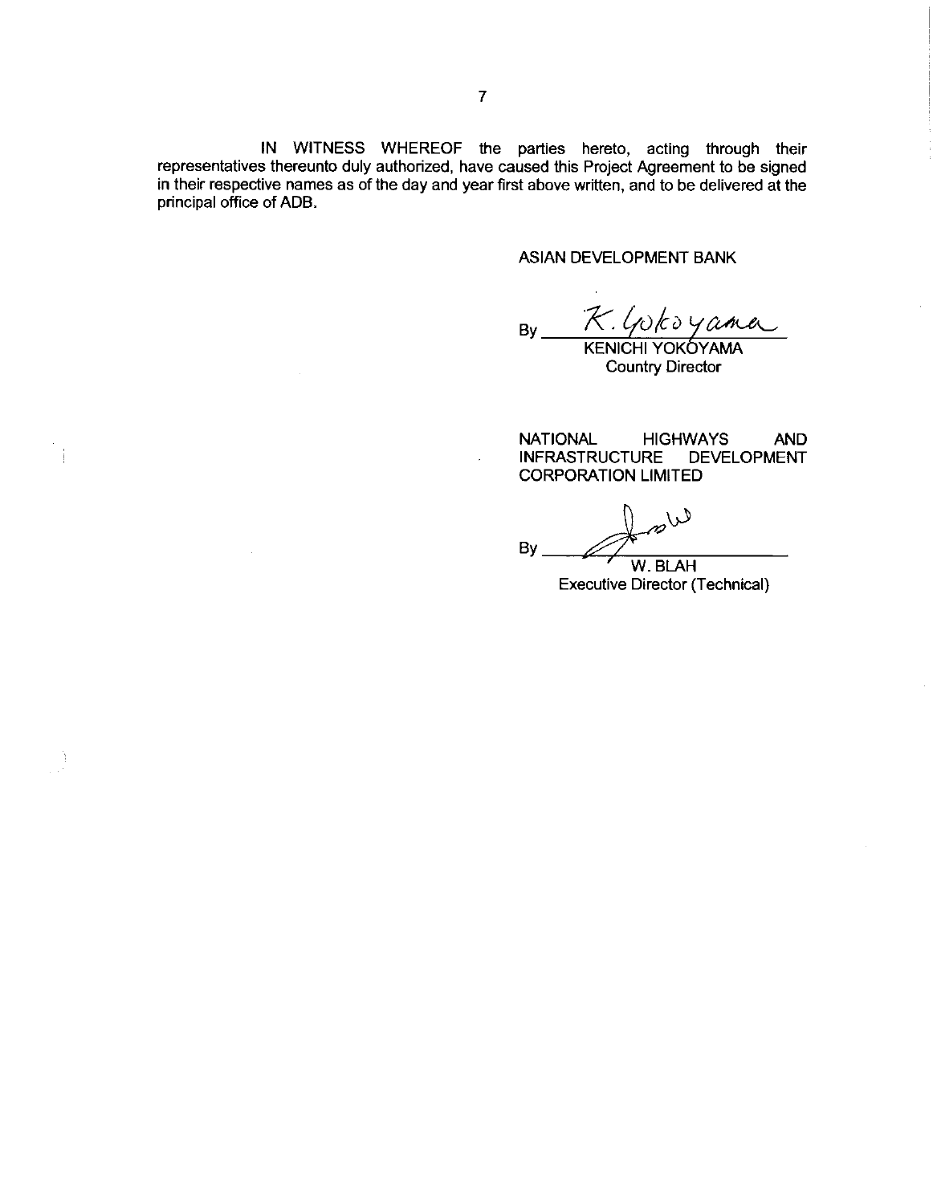IN WITNESS WHEREOF the parties hereto, acting through their representatives thereunto duly authorized, have caused this Project Agreement to be signed in their respective names as of the day and year first above written, and to be delivered at the principal office of ADB.

ASIAN DEVELOPMENT BANK

By K. Yokoyama
KENICHI YOKOYAMA
Country Director

NATIONAL HIGHWAYS AND INFRASTRUCTURE DEVELOPMENT CORPORATION LIMITED

By ____________________
W. BLAH
Executive Director (Technical)